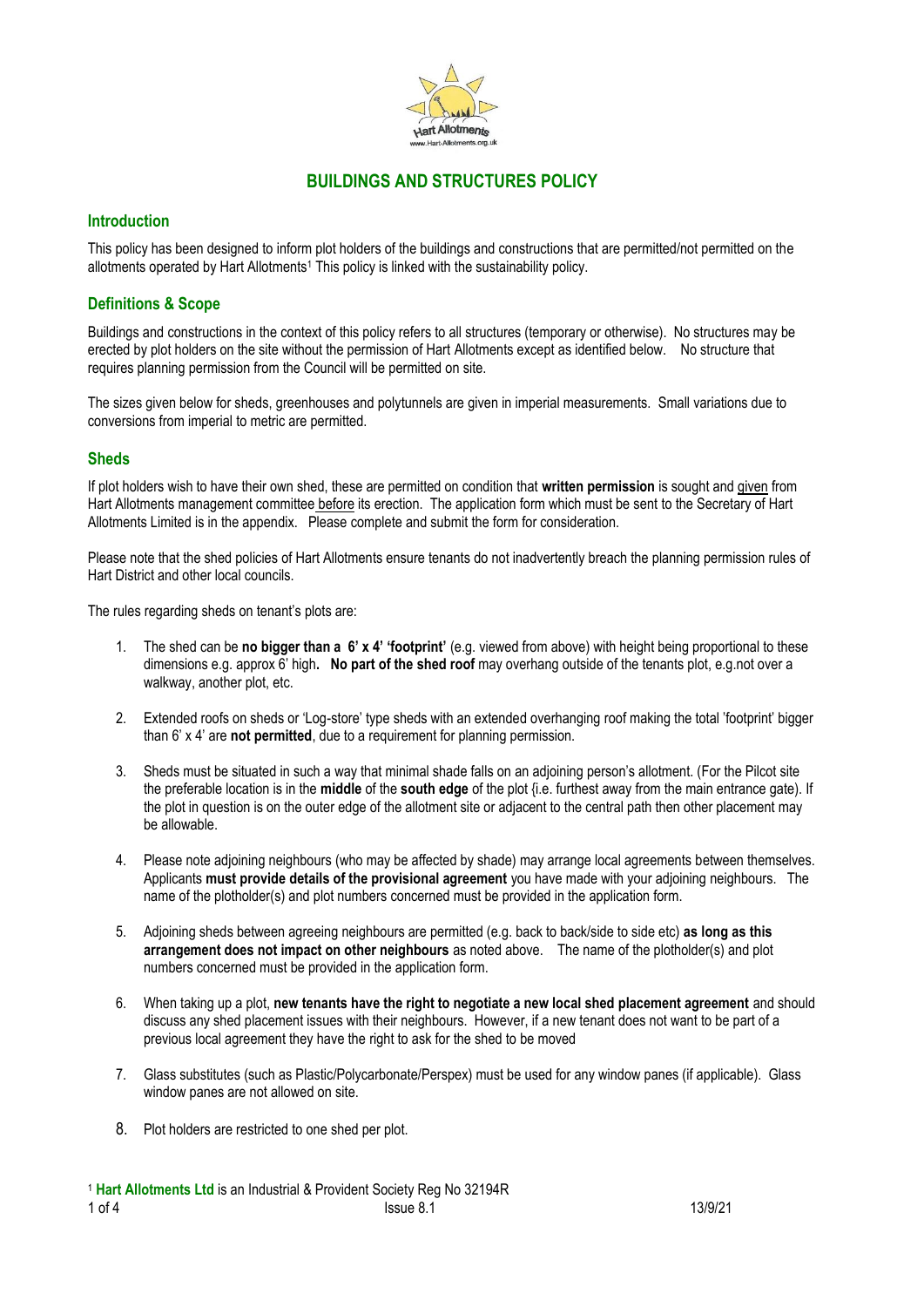# BUILDINGS AND STRUCTURES POLICY

## Introduction

This policy has been designed to inform plot holders of the buildings and constructions that are permitted/not permitted on the allotments operated by Hart Allotments[1] This policy is linked with the sustainability policy.

## Definitions & Scope

Buildings and constructions in the context of this policy refers to all structures (temporary or otherwise). No structures may be erected by plot holders on the site without the permission of Hart Allotments except as identified below. No structure that requires planning permission from the Council will be permitted on site.

The sizes given below for sheds, greenhouses and polytunnels are given in imperial measurements. Small variations due to conversions from imperial to metric are permitted.

## Sheds

If plot holders wish to have their own shed, these are permitted on condition that **written permission** is sought and given from Hart Allotments management committee before its erection. The application form which must be sent to the Secretary of Hart Allotments Limited is in the appendix. Please complete and submit the form for consideration.

Please note that the shed policies of Hart Allotments ensure tenants do not inadvertently breach the planning permission rules of Hart District and other local councils.

The rules regarding sheds on tenant's plots are:

1. The shed can be **no bigger than a 6' x 4' 'footprint'** (e.g. viewed from above) with height being proportional to these dimensions e.g. approx 6' high**. No part of the shed roof** may overhang outside of the tenants plot, e.g.not over a walkway, another plot, etc.
2. Extended roofs on sheds or 'Log-store' type sheds with an extended overhanging roof making the total 'footprint' bigger than 6' x 4' are **not permitted**, due to a requirement for planning permission.
3. Sheds must be situated in such a way that minimal shade falls on an adjoining person's allotment. (For the Pilcot site the preferable location is in the **middle** of the **south edge** of the plot {i.e. furthest away from the main entrance gate). If the plot in question is on the outer edge of the allotment site or adjacent to the central path then other placement may be allowable.
4. Please note adjoining neighbours (who may be affected by shade) may arrange local agreements between themselves. Applicants **must provide details of the provisional agreement** you have made with your adjoining neighbours. The name of the plotholder(s) and plot numbers concerned must be provided in the application form.
5. Adjoining sheds between agreeing neighbours are permitted (e.g. back to back/side to side etc) **as long as this arrangement does not impact on other neighbours** as noted above. The name of the plotholder(s) and plot numbers concerned must be provided in the application form.
6. When taking up a plot, **new tenants have the right to negotiate a new local shed placement agreement** and should discuss any shed placement issues with their neighbours. However, if a new tenant does not want to be part of a previous local agreement they have the right to ask for the shed to be moved
7. Glass substitutes (such as Plastic/Polycarbonate/Perspex) must be used for any window panes (if applicable). Glass window panes are not allowed on site.
8. Plot holders are restricted to one shed per plot.

[1] **Hart Allotments Ltd** is an Industrial & Provident Society Reg No 32194R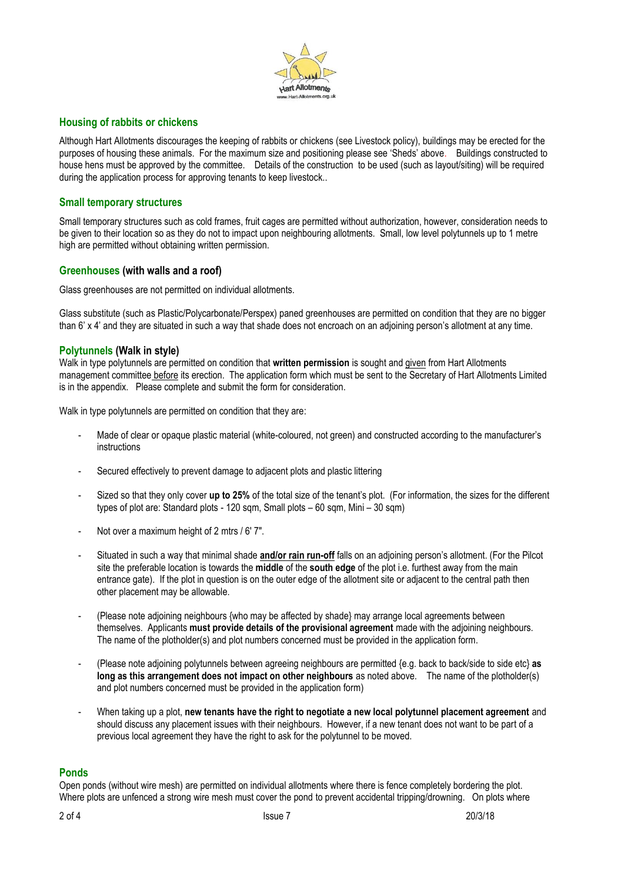## Housing of rabbits or chickens

Although Hart Allotments discourages the keeping of rabbits or chickens (see Livestock policy), buildings may be erected for the purposes of housing these animals. For the maximum size and positioning please see 'Sheds' above. Buildings constructed to house hens must be approved by the committee. Details of the construction to be used (such as layout/siting) will be required during the application process for approving tenants to keep livestock..

## Small temporary structures

Small temporary structures such as cold frames, fruit cages are permitted without authorization, however, consideration needs to be given to their location so as they do not to impact upon neighbouring allotments. Small, low level polytunnels up to 1 metre high are permitted without obtaining written permission.

## Greenhouses (with walls and a roof)

Glass greenhouses are not permitted on individual allotments.

Glass substitute (such as Plastic/Polycarbonate/Perspex) paned greenhouses are permitted on condition that they are no bigger than 6' x 4' and they are situated in such a way that shade does not encroach on an adjoining person's allotment at any time.

## Polytunnels (Walk in style)

Walk in type polytunnels are permitted on condition that **written permission** is sought and given from Hart Allotments management committee before its erection. The application form which must be sent to the Secretary of Hart Allotments Limited is in the appendix. Please complete and submit the form for consideration.

Walk in type polytunnels are permitted on condition that they are:

- Made of clear or opaque plastic material (white-coloured, not green) and constructed according to the manufacturer's instructions
- Secured effectively to prevent damage to adjacent plots and plastic littering
- Sized so that they only cover **up to 25%** of the total size of the tenant's plot. (For information, the sizes for the different types of plot are: Standard plots - 120 sqm, Small plots – 60 sqm, Mini – 30 sqm)
- Not over a maximum height of 2 mtrs / 6' 7".
- Situated in such a way that minimal shade **and/or rain run-off** falls on an adjoining person's allotment. (For the Pilcot site the preferable location is towards the **middle** of the **south edge** of the plot i.e. furthest away from the main entrance gate). If the plot in question is on the outer edge of the allotment site or adjacent to the central path then other placement may be allowable.
- (Please note adjoining neighbours {who may be affected by shade} may arrange local agreements between themselves. Applicants **must provide details of the provisional agreement** made with the adjoining neighbours. The name of the plotholder(s) and plot numbers concerned must be provided in the application form.
- (Please note adjoining polytunnels between agreeing neighbours are permitted {e.g. back to back/side to side etc} **as long as this arrangement does not impact on other neighbours** as noted above. The name of the plotholder(s) and plot numbers concerned must be provided in the application form)
- When taking up a plot, **new tenants have the right to negotiate a new local polytunnel placement agreement** and should discuss any placement issues with their neighbours. However, if a new tenant does not want to be part of a previous local agreement they have the right to ask for the polytunnel to be moved.

## Ponds

Open ponds (without wire mesh) are permitted on individual allotments where there is fence completely bordering the plot. Where plots are unfenced a strong wire mesh must cover the pond to prevent accidental tripping/drowning. On plots where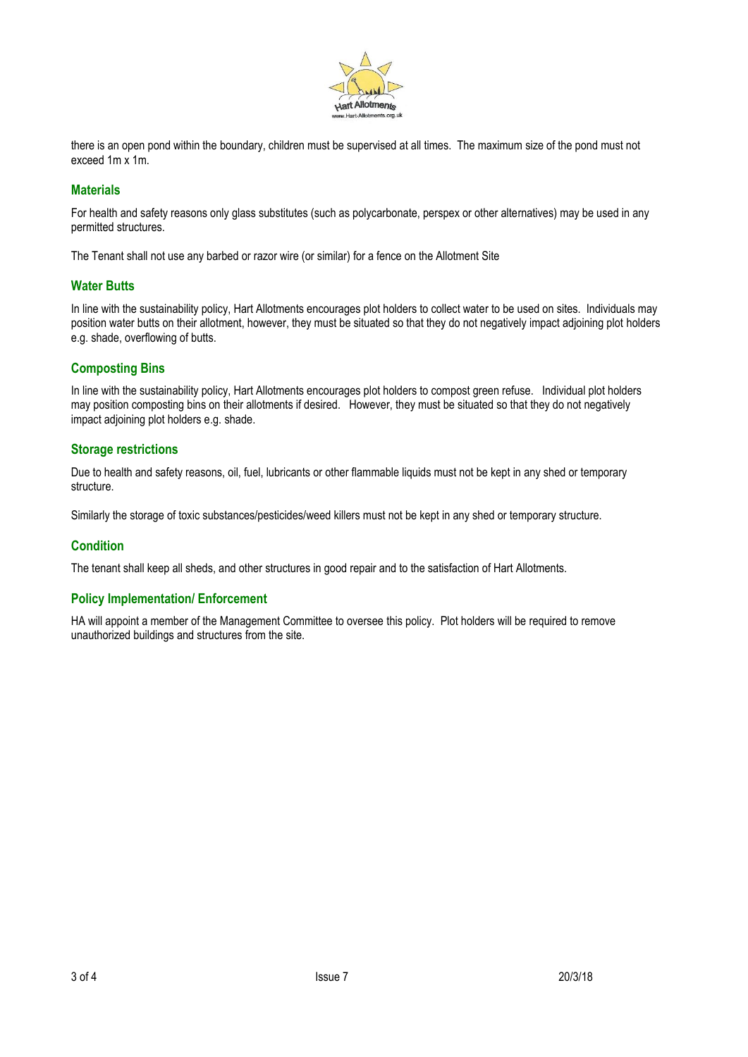there is an open pond within the boundary, children must be supervised at all times. The maximum size of the pond must not exceed 1m x 1m.

## Materials

For health and safety reasons only glass substitutes (such as polycarbonate, perspex or other alternatives) may be used in any permitted structures.

The Tenant shall not use any barbed or razor wire (or similar) for a fence on the Allotment Site

## Water Butts

In line with the sustainability policy, Hart Allotments encourages plot holders to collect water to be used on sites. Individuals may position water butts on their allotment, however, they must be situated so that they do not negatively impact adjoining plot holders e.g. shade, overflowing of butts.

## Composting Bins

In line with the sustainability policy, Hart Allotments encourages plot holders to compost green refuse. Individual plot holders may position composting bins on their allotments if desired. However, they must be situated so that they do not negatively impact adjoining plot holders e.g. shade.

## Storage restrictions

Due to health and safety reasons, oil, fuel, lubricants or other flammable liquids must not be kept in any shed or temporary structure.

Similarly the storage of toxic substances/pesticides/weed killers must not be kept in any shed or temporary structure.

## Condition

The tenant shall keep all sheds, and other structures in good repair and to the satisfaction of Hart Allotments.

## Policy Implementation/ Enforcement

HA will appoint a member of the Management Committee to oversee this policy. Plot holders will be required to remove unauthorized buildings and structures from the site.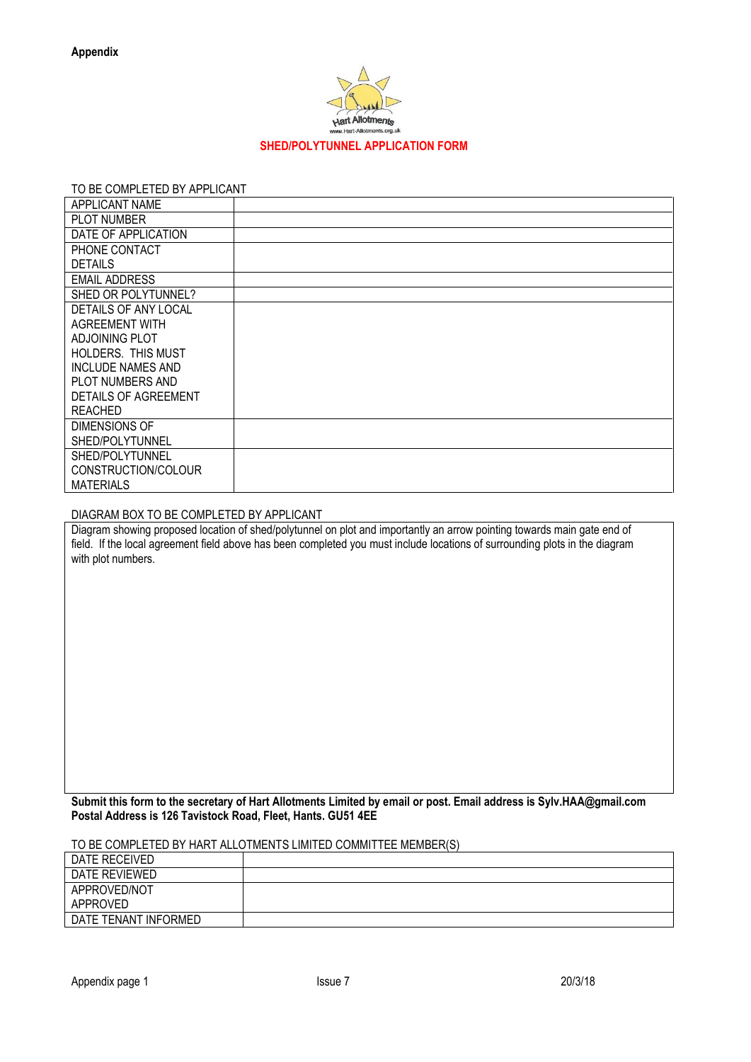**Appendix**

Hart Allotments
www.Hart-Allotments.org.uk

## SHED/POLYTUNNEL APPLICATION FORM

TO BE COMPLETED BY APPLICANT

| | |
|---|---|
| APPLICANT NAME | |
| PLOT NUMBER | |
| DATE OF APPLICATION | |
| PHONE CONTACT DETAILS | |
| EMAIL ADDRESS | |
| SHED OR POLYTUNNEL? | |
| DETAILS OF ANY LOCAL AGREEMENT WITH ADJOINING PLOT HOLDERS. THIS MUST INCLUDE NAMES AND PLOT NUMBERS AND DETAILS OF AGREEMENT REACHED | |
| DIMENSIONS OF SHED/POLYTUNNEL | |
| SHED/POLYTUNNEL CONSTRUCTION/COLOUR MATERIALS | |

DIAGRAM BOX TO BE COMPLETED BY APPLICANT

| |
|---|
| Diagram showing proposed location of shed/polytunnel on plot and importantly an arrow pointing towards main gate end of field. If the local agreement field above has been completed you must include locations of surrounding plots in the diagram with plot numbers. |

**Submit this form to the secretary of Hart Allotments Limited by email or post. Email address is Sylv.HAA@gmail.com Postal Address is 126 Tavistock Road, Fleet, Hants. GU51 4EE**

TO BE COMPLETED BY HART ALLOTMENTS LIMITED COMMITTEE MEMBER(S)

| | |
|---|---|
| DATE RECEIVED | |
| DATE REVIEWED | |
| APPROVED/NOT APPROVED | |
| DATE TENANT INFORMED | |

Appendix page 1 Issue 7 20/3/18